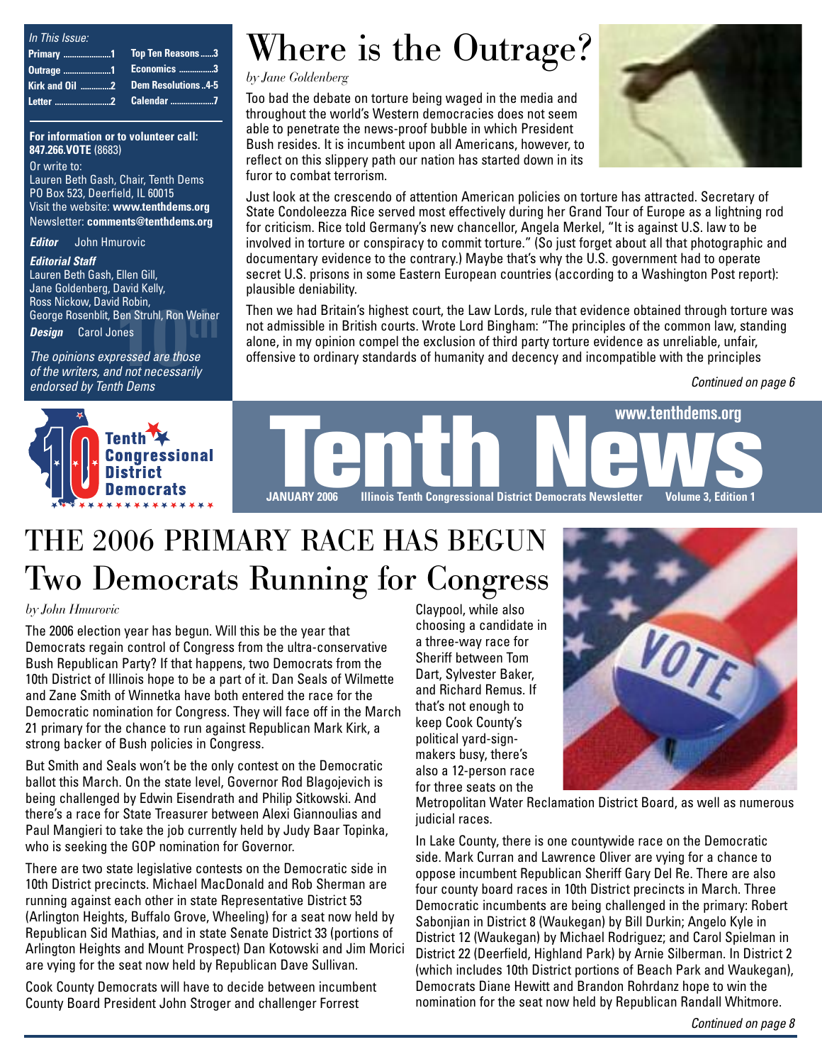*In This Issue:*

| | | | |
|---|---|---|---|
| Primary | 1 | Top Ten Reasons | 3 |
| Outrage | 1 | Economics | 3 |
| Kirk and Oil | 2 | Dem Resolutions | 4-5 |
| Letter | 2 | Calendar | 7 |

**For information or to volunteer call: 847.266.VOTE** (8683)

Or write to:
Lauren Beth Gash, Chair, Tenth Dems
PO Box 523, Deerfield, IL 60015
Visit the website: **www.tenthdems.org**
Newsletter: **comments@tenthdems.org**

***Editor*** John Hmurovic

***Editorial Staff***
Lauren Beth Gash, Ellen Gill, Jane Goldenberg, David Kelly, Ross Nickow, David Robin, George Rosenblit, Ben Struhl, Ron Weiner

***Design*** Carol Jones

*The opinions expressed are those of the writers, and not necessarily endorsed by Tenth Dems*

# Where is the Outrage?

*by Jane Goldenberg*

Too bad the debate on torture being waged in the media and throughout the world's Western democracies does not seem able to penetrate the news-proof bubble in which President Bush resides. It is incumbent upon all Americans, however, to reflect on this slippery path our nation has started down in its furor to combat terrorism.

Just look at the crescendo of attention American policies on torture has attracted. Secretary of State Condoleezza Rice served most effectively during her Grand Tour of Europe as a lightning rod for criticism. Rice told Germany's new chancellor, Angela Merkel, "It is against U.S. law to be involved in torture or conspiracy to commit torture." (So just forget about all that photographic and documentary evidence to the contrary.) Maybe that's why the U.S. government had to operate secret U.S. prisons in some Eastern European countries (according to a Washington Post report): plausible deniability.

Then we had Britain's highest court, the Law Lords, rule that evidence obtained through torture was not admissible in British courts. Wrote Lord Bingham: "The principles of the common law, standing alone, in my opinion compel the exclusion of third party torture evidence as unreliable, unfair, offensive to ordinary standards of humanity and decency and incompatible with the principles

*Continued on page 6*

**Tenth Congressional District Democrats**

# Tenth News

**www.tenthdems.org**

**JANUARY 2006 Illinois Tenth Congressional District Democrats Newsletter Volume 3, Edition 1**

# THE 2006 PRIMARY RACE HAS BEGUN
## Two Democrats Running for Congress

*by John Hmurovic*

The 2006 election year has begun. Will this be the year that Democrats regain control of Congress from the ultra-conservative Bush Republican Party? If that happens, two Democrats from the 10th District of Illinois hope to be a part of it. Dan Seals of Wilmette and Zane Smith of Winnetka have both entered the race for the Democratic nomination for Congress. They will face off in the March 21 primary for the chance to run against Republican Mark Kirk, a strong backer of Bush policies in Congress.

But Smith and Seals won't be the only contest on the Democratic ballot this March. On the state level, Governor Rod Blagojevich is being challenged by Edwin Eisendrath and Philip Sitkowski. And there's a race for State Treasurer between Alexi Giannoulias and Paul Mangieri to take the job currently held by Judy Baar Topinka, who is seeking the GOP nomination for Governor.

There are two state legislative contests on the Democratic side in 10th District precincts. Michael MacDonald and Rob Sherman are running against each other in state Representative District 53 (Arlington Heights, Buffalo Grove, Wheeling) for a seat now held by Republican Sid Mathias, and in state Senate District 33 (portions of Arlington Heights and Mount Prospect) Dan Kotowski and Jim Morici are vying for the seat now held by Republican Dave Sullivan.

Cook County Democrats will have to decide between incumbent County Board President John Stroger and challenger Forrest Claypool, while also choosing a candidate in a three-way race for Sheriff between Tom Dart, Sylvester Baker, and Richard Remus. If that's not enough to keep Cook County's political yard-sign-makers busy, there's also a 12-person race for three seats on the Metropolitan Water Reclamation District Board, as well as numerous judicial races.

In Lake County, there is one countywide race on the Democratic side. Mark Curran and Lawrence Oliver are vying for a chance to oppose incumbent Republican Sheriff Gary Del Re. There are also four county board races in 10th District precincts in March. Three Democratic incumbents are being challenged in the primary: Robert Sabonjian in District 8 (Waukegan) by Bill Durkin; Angelo Kyle in District 12 (Waukegan) by Michael Rodriguez; and Carol Spielman in District 22 (Deerfield, Highland Park) by Arnie Silberman. In District 2 (which includes 10th District portions of Beach Park and Waukegan), Democrats Diane Hewitt and Brandon Rohrdanz hope to win the nomination for the seat now held by Republican Randall Whitmore.

*Continued on page 8*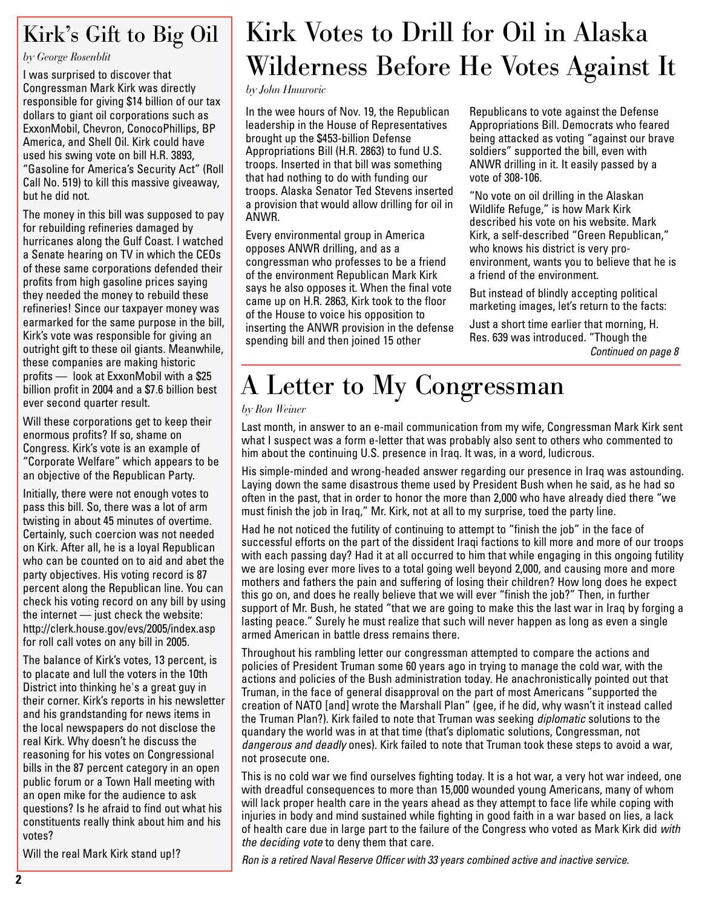## Kirk's Gift to Big Oil

*by George Rosenblit*

I was surprised to discover that Congressman Mark Kirk was directly responsible for giving $14 billion of our tax dollars to giant oil corporations such as ExxonMobil, Chevron, ConocoPhillips, BP America, and Shell Oil. Kirk could have used his swing vote on bill H.R. 3893, "Gasoline for America's Security Act" (Roll Call No. 519) to kill this massive giveaway, but he did not.

The money in this bill was supposed to pay for rebuilding refineries damaged by hurricanes along the Gulf Coast. I watched a Senate hearing on TV in which the CEOs of these same corporations defended their profits from high gasoline prices saying they needed the money to rebuild these refineries! Since our taxpayer money was earmarked for the same purpose in the bill, Kirk's vote was responsible for giving an outright gift to these oil giants. Meanwhile, these companies are making historic profits — look at ExxonMobil with a $25 billion profit in 2004 and a $7.6 billion best ever second quarter result.

Will these corporations get to keep their enormous profits? If so, shame on Congress. Kirk's vote is an example of "Corporate Welfare" which appears to be an objective of the Republican Party.

Initially, there were not enough votes to pass this bill. So, there was a lot of arm twisting in about 45 minutes of overtime. Certainly, such coercion was not needed on Kirk. After all, he is a loyal Republican who can be counted on to aid and abet the party objectives. His voting record is 87 percent along the Republican line. You can check his voting record on any bill by using the internet — just check the website: http://clerk.house.gov/evs/2005/index.asp for roll call votes on any bill in 2005.

The balance of Kirk's votes, 13 percent, is to placate and lull the voters in the 10th District into thinking he's a great guy in their corner. Kirk's reports in his newsletter and his grandstanding for news items in the local newspapers do not disclose the real Kirk. Why doesn't he discuss the reasoning for his votes on Congressional bills in the 87 percent category in an open public forum or a Town Hall meeting with an open mike for the audience to ask questions? Is he afraid to find out what his constituents really think about him and his votes?

Will the real Mark Kirk stand up!?

# Kirk Votes to Drill for Oil in Alaska Wilderness Before He Votes Against It

*by John Hmurovic*

In the wee hours of Nov. 19, the Republican leadership in the House of Representatives brought up the $453-billion Defense Appropriations Bill (H.R. 2863) to fund U.S. troops. Inserted in that bill was something that had nothing to do with funding our troops. Alaska Senator Ted Stevens inserted a provision that would allow drilling for oil in ANWR.

Every environmental group in America opposes ANWR drilling, and as a congressman who professes to be a friend of the environment Republican Mark Kirk says he also opposes it. When the final vote came up on H.R. 2863, Kirk took to the floor of the House to voice his opposition to inserting the ANWR provision in the defense spending bill and then joined 15 other Republicans to vote against the Defense Appropriations Bill. Democrats who feared being attacked as voting "against our brave soldiers" supported the bill, even with ANWR drilling in it. It easily passed by a vote of 308-106.

"No vote on oil drilling in the Alaskan Wildlife Refuge," is how Mark Kirk described his vote on his website. Mark Kirk, a self-described "Green Republican," who knows his district is very pro-environment, wants you to believe that he is a friend of the environment.

But instead of blindly accepting political marketing images, let's return to the facts:

Just a short time earlier that morning, H. Res. 639 was introduced. "Though the

*Continued on page 8*

# A Letter to My Congressman

*by Ron Weiner*

Last month, in answer to an e-mail communication from my wife, Congressman Mark Kirk sent what I suspect was a form e-letter that was probably also sent to others who commented to him about the continuing U.S. presence in Iraq. It was, in a word, ludicrous.

His simple-minded and wrong-headed answer regarding our presence in Iraq was astounding. Laying down the same disastrous theme used by President Bush when he said, as he had so often in the past, that in order to honor the more than 2,000 who have already died there "we must finish the job in Iraq," Mr. Kirk, not at all to my surprise, toed the party line.

Had he not noticed the futility of continuing to attempt to "finish the job" in the face of successful efforts on the part of the dissident Iraqi factions to kill more and more of our troops with each passing day? Had it at all occurred to him that while engaging in this ongoing futility we are losing ever more lives to a total going well beyond 2,000, and causing more and more mothers and fathers the pain and suffering of losing their children? How long does he expect this go on, and does he really believe that we will ever "finish the job?" Then, in further support of Mr. Bush, he stated "that we are going to make this the last war in Iraq by forging a lasting peace." Surely he must realize that such will never happen as long as even a single armed American in battle dress remains there.

Throughout his rambling letter our congressman attempted to compare the actions and policies of President Truman some 60 years ago in trying to manage the cold war, with the actions and policies of the Bush administration today. He anachronistically pointed out that Truman, in the face of general disapproval on the part of most Americans "supported the creation of NATO [and] wrote the Marshall Plan" (gee, if he did, why wasn't it instead called the Truman Plan?). Kirk failed to note that Truman was seeking *diplomatic* solutions to the quandary the world was in at that time (that's diplomatic solutions, Congressman, not *dangerous and deadly* ones). Kirk failed to note that Truman took these steps to avoid a war, not prosecute one.

This is no cold war we find ourselves fighting today. It is a hot war, a very hot war indeed, one with dreadful consequences to more than 15,000 wounded young Americans, many of whom will lack proper health care in the years ahead as they attempt to face life while coping with injuries in body and mind sustained while fighting in good faith in a war based on lies, a lack of health care due in large part to the failure of the Congress who voted as Mark Kirk did *with the deciding vote* to deny them that care.

*Ron is a retired Naval Reserve Officer with 33 years combined active and inactive service.*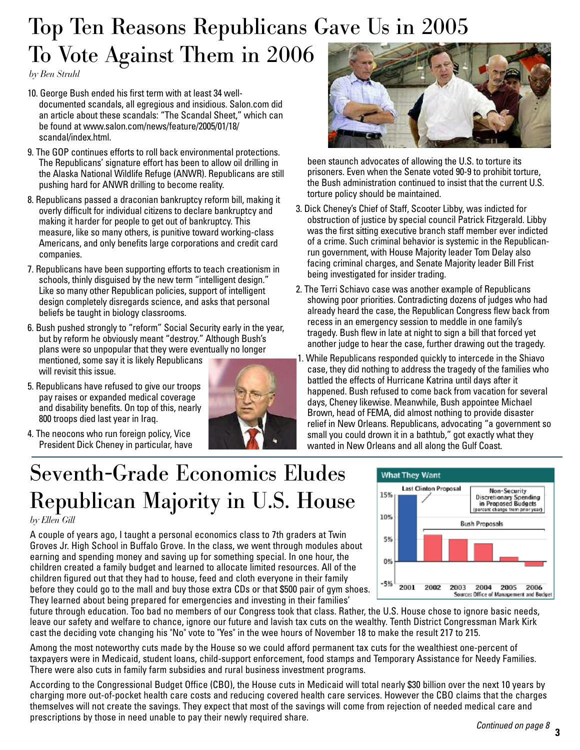# Top Ten Reasons Republicans Gave Us in 2005 To Vote Against Them in 2006

*by Ben Struhl*

10. George Bush ended his first term with at least 34 well-documented scandals, all egregious and insidious. Salon.com did an article about these scandals: "The Scandal Sheet," which can be found at www.salon.com/news/feature/2005/01/18/scandal/index.html.
9. The GOP continues efforts to roll back environmental protections. The Republicans' signature effort has been to allow oil drilling in the Alaska National Wildlife Refuge (ANWR). Republicans are still pushing hard for ANWR drilling to become reality.
8. Republicans passed a draconian bankruptcy reform bill, making it overly difficult for individual citizens to declare bankruptcy and making it harder for people to get out of bankruptcy. This measure, like so many others, is punitive toward working-class Americans, and only benefits large corporations and credit card companies.
7. Republicans have been supporting efforts to teach creationism in schools, thinly disguised by the new term "intelligent design." Like so many other Republican policies, support of intelligent design completely disregards science, and asks that personal beliefs be taught in biology classrooms.
6. Bush pushed strongly to "reform" Social Security early in the year, but by reform he obviously meant "destroy." Although Bush's plans were so unpopular that they were eventually no longer mentioned, some say it is likely Republicans will revisit this issue.
5. Republicans have refused to give our troops pay raises or expanded medical coverage and disability benefits. On top of this, nearly 800 troops died last year in Iraq.
4. The neocons who run foreign policy, Vice President Dick Cheney in particular, have been staunch advocates of allowing the U.S. to torture its prisoners. Even when the Senate voted 90-9 to prohibit torture, the Bush administration continued to insist that the current U.S. torture policy should be maintained.
3. Dick Cheney's Chief of Staff, Scooter Libby, was indicted for obstruction of justice by special council Patrick Fitzgerald. Libby was the first sitting executive branch staff member ever indicted of a crime. Such criminal behavior is systemic in the Republican-run government, with House Majority leader Tom Delay also facing criminal charges, and Senate Majority leader Bill Frist being investigated for insider trading.
2. The Terri Schiavo case was another example of Republicans showing poor priorities. Contradicting dozens of judges who had already heard the case, the Republican Congress flew back from recess in an emergency session to meddle in one family's tragedy. Bush flew in late at night to sign a bill that forced yet another judge to hear the case, further drawing out the tragedy.
1. While Republicans responded quickly to intercede in the Shiavo case, they did nothing to address the tragedy of the families who battled the effects of Hurricane Katrina until days after it happened. Bush refused to come back from vacation for several days, Cheney likewise. Meanwhile, Bush appointee Michael Brown, head of FEMA, did almost nothing to provide disaster relief in New Orleans. Republicans, advocating "a government so small you could drown it in a bathtub," got exactly what they wanted in New Orleans and all along the Gulf Coast.

# Seventh-Grade Economics Eludes Republican Majority in U.S. House

*by Ellen Gill*

**What They Want**

Non-Security Discretionary Spending in Proposed Budgets (percent change from prior year)

| Year | Proposal | Approx. change |
|---|---|---|
| 2001 | Last Clinton Proposal | ~15% |
| 2002 | Bush Proposals | ~6% |
| 2003 | Bush Proposals | ~5% |
| 2004 | Bush Proposals | ~4% |
| 2005 | Bush Proposals | ~1% |
| 2006 | Bush Proposals | ~-1% |

Source: Office of Management and Budget

A couple of years ago, I taught a personal economics class to 7th graders at Twin Groves Jr. High School in Buffalo Grove. In the class, we went through modules about earning and spending money and saving up for something special. In one hour, the children created a family budget and learned to allocate limited resources. All of the children figured out that they had to house, feed and cloth everyone in their family before they could go to the mall and buy those extra CDs or that $500 pair of gym shoes. They learned about being prepared for emergencies and investing in their families' future through education. Too bad no members of our Congress took that class. Rather, the U.S. House chose to ignore basic needs, leave our safety and welfare to chance, ignore our future and lavish tax cuts on the wealthy. Tenth District Congressman Mark Kirk cast the deciding vote changing his "No" vote to "Yes" in the wee hours of November 18 to make the result 217 to 215.

Among the most noteworthy cuts made by the House so we could afford permanent tax cuts for the wealthiest one-percent of taxpayers were in Medicaid, student loans, child-support enforcement, food stamps and Temporary Assistance for Needy Families. There were also cuts in family farm subsidies and rural business investment programs.

According to the Congressional Budget Office (CBO), the House cuts in Medicaid will total nearly $30 billion over the next 10 years by charging more out-of-pocket health care costs and reducing covered health care services. However the CBO claims that the charges themselves will not create the savings. They expect that most of the savings will come from rejection of needed medical care and prescriptions by those in need unable to pay their newly required share.

*Continued on page 8*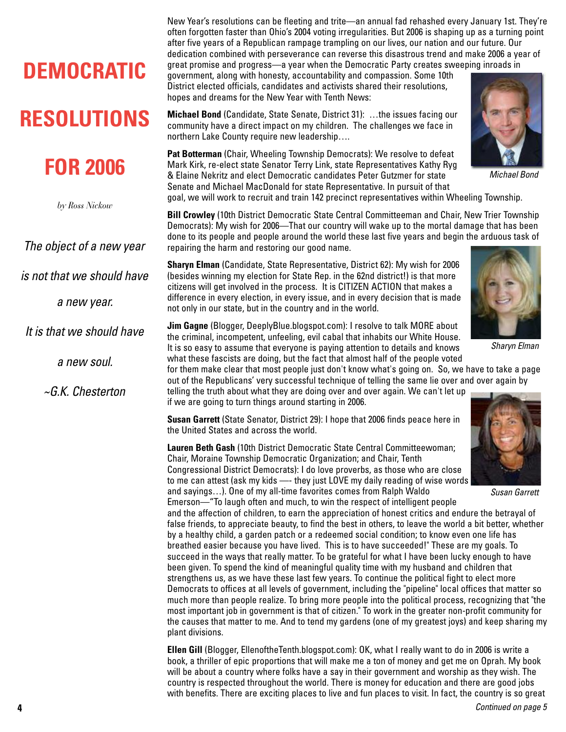# DEMOCRATIC RESOLUTIONS FOR 2006

*by Ross Nickow*

*The object of a new year is not that we should have a new year. It is that we should have a new soul.*

*~G.K. Chesterton*

New Year's resolutions can be fleeting and trite—an annual fad rehashed every January 1st. They're often forgotten faster than Ohio's 2004 voting irregularities. But 2006 is shaping up as a turning point after five years of a Republican rampage trampling on our lives, our nation and our future. Our dedication combined with perseverance can reverse this disastrous trend and make 2006 a year of great promise and progress—a year when the Democratic Party creates sweeping inroads in government, along with honesty, accountability and compassion. Some 10th District elected officials, candidates and activists shared their resolutions, hopes and dreams for the New Year with Tenth News:

**Michael Bond** (Candidate, State Senate, District 31): …the issues facing our community have a direct impact on my children. The challenges we face in northern Lake County require new leadership….

*Michael Bond*

**Pat Botterman** (Chair, Wheeling Township Democrats): We resolve to defeat Mark Kirk, re-elect state Senator Terry Link, state Representatives Kathy Ryg & Elaine Nekritz and elect Democratic candidates Peter Gutzmer for state Senate and Michael MacDonald for state Representative. In pursuit of that goal, we will work to recruit and train 142 precinct representatives within Wheeling Township.

**Bill Crowley** (10th District Democratic State Central Committeeman and Chair, New Trier Township Democrats): My wish for 2006—That our country will wake up to the mortal damage that has been done to its people and people around the world these last five years and begin the arduous task of repairing the harm and restoring our good name.

**Sharyn Elman** (Candidate, State Representative, District 62): My wish for 2006 (besides winning my election for State Rep. in the 62nd district!) is that more citizens will get involved in the process. It is CITIZEN ACTION that makes a difference in every election, in every issue, and in every decision that is made not only in our state, but in the country and in the world.

*Sharyn Elman*

**Jim Gagne** (Blogger, DeeplyBlue.blogspot.com): I resolve to talk MORE about the criminal, incompetent, unfeeling, evil cabal that inhabits our White House. It is so easy to assume that everyone is paying attention to details and knows what these fascists are doing, but the fact that almost half of the people voted for them make clear that most people just don't know what's going on. So, we have to take a page out of the Republicans' very successful technique of telling the same lie over and over again by telling the truth about what they are doing over and over again. We can't let up if we are going to turn things around starting in 2006.

**Susan Garrett** (State Senator, District 29): I hope that 2006 finds peace here in the United States and across the world.

*Susan Garrett*

**Lauren Beth Gash** (10th District Democratic State Central Committeewoman; Chair, Moraine Township Democratic Organization; and Chair, Tenth Congressional District Democrats): I do love proverbs, as those who are close to me can attest (ask my kids —- they just LOVE my daily reading of wise words and sayings…). One of my all-time favorites comes from Ralph Waldo Emerson—"To laugh often and much, to win the respect of intelligent people and the affection of children, to earn the appreciation of honest critics and endure the betrayal of false friends, to appreciate beauty, to find the best in others, to leave the world a bit better, whether by a healthy child, a garden patch or a redeemed social condition; to know even one life has breathed easier because you have lived. This is to have succeeded!" These are my goals. To succeed in the ways that really matter. To be grateful for what I have been lucky enough to have been given. To spend the kind of meaningful quality time with my husband and children that strengthens us, as we have these last few years. To continue the political fight to elect more Democrats to offices at all levels of government, including the "pipeline" local offices that matter so much more than people realize. To bring more people into the political process, recognizing that "the most important job in government is that of citizen." To work in the greater non-profit community for the causes that matter to me. And to tend my gardens (one of my greatest joys) and keep sharing my plant divisions.

**Ellen Gill** (Blogger, EllenoftheTenth.blogspot.com): OK, what I really want to do in 2006 is write a book, a thriller of epic proportions that will make me a ton of money and get me on Oprah. My book will be about a country where folks have a say in their government and worship as they wish. The country is respected throughout the world. There is money for education and there are good jobs with benefits. There are exciting places to live and fun places to visit. In fact, the country is so great

*Continued on page 5*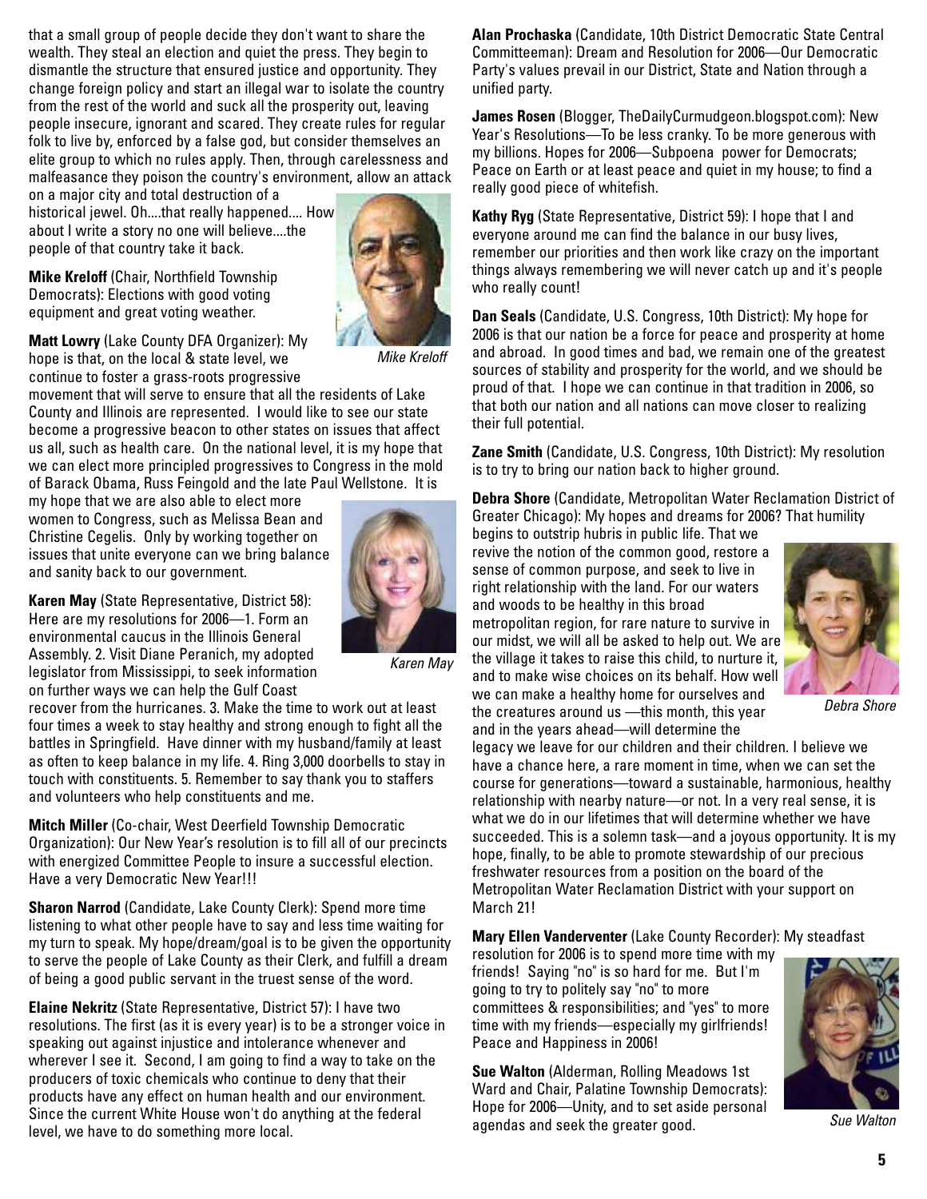that a small group of people decide they don't want to share the wealth. They steal an election and quiet the press. They begin to dismantle the structure that ensured justice and opportunity. They change foreign policy and start an illegal war to isolate the country from the rest of the world and suck all the prosperity out, leaving people insecure, ignorant and scared. They create rules for regular folk to live by, enforced by a false god, but consider themselves an elite group to which no rules apply. Then, through carelessness and malfeasance they poison the country's environment, allow an attack on a major city and total destruction of a historical jewel. Oh....that really happened.... How about I write a story no one will believe....the people of that country take it back.

**Mike Kreloff** (Chair, Northfield Township Democrats): Elections with good voting equipment and great voting weather.

*Mike Kreloff*

**Matt Lowry** (Lake County DFA Organizer): My hope is that, on the local & state level, we continue to foster a grass-roots progressive movement that will serve to ensure that all the residents of Lake County and Illinois are represented. I would like to see our state become a progressive beacon to other states on issues that affect us all, such as health care. On the national level, it is my hope that we can elect more principled progressives to Congress in the mold of Barack Obama, Russ Feingold and the late Paul Wellstone. It is my hope that we are also able to elect more women to Congress, such as Melissa Bean and Christine Cegelis. Only by working together on issues that unite everyone can we bring balance and sanity back to our government.

**Karen May** (State Representative, District 58): Here are my resolutions for 2006—1. Form an environmental caucus in the Illinois General Assembly. 2. Visit Diane Peranich, my adopted legislator from Mississippi, to seek information on further ways we can help the Gulf Coast recover from the hurricanes. 3. Make the time to work out at least four times a week to stay healthy and strong enough to fight all the battles in Springfield. Have dinner with my husband/family at least as often to keep balance in my life. 4. Ring 3,000 doorbells to stay in touch with constituents. 5. Remember to say thank you to staffers and volunteers who help constituents and me.

*Karen May*

**Mitch Miller** (Co-chair, West Deerfield Township Democratic Organization): Our New Year's resolution is to fill all of our precincts with energized Committee People to insure a successful election. Have a very Democratic New Year!!!

**Sharon Narrod** (Candidate, Lake County Clerk): Spend more time listening to what other people have to say and less time waiting for my turn to speak. My hope/dream/goal is to be given the opportunity to serve the people of Lake County as their Clerk, and fulfill a dream of being a good public servant in the truest sense of the word.

**Elaine Nekritz** (State Representative, District 57): I have two resolutions. The first (as it is every year) is to be a stronger voice in speaking out against injustice and intolerance whenever and wherever I see it. Second, I am going to find a way to take on the producers of toxic chemicals who continue to deny that their products have any effect on human health and our environment. Since the current White House won't do anything at the federal level, we have to do something more local.

**Alan Prochaska** (Candidate, 10th District Democratic State Central Committeeman): Dream and Resolution for 2006—Our Democratic Party's values prevail in our District, State and Nation through a unified party.

**James Rosen** (Blogger, TheDailyCurmudgeon.blogspot.com): New Year's Resolutions—To be less cranky. To be more generous with my billions. Hopes for 2006—Subpoena power for Democrats; Peace on Earth or at least peace and quiet in my house; to find a really good piece of whitefish.

**Kathy Ryg** (State Representative, District 59): I hope that I and everyone around me can find the balance in our busy lives, remember our priorities and then work like crazy on the important things always remembering we will never catch up and it's people who really count!

**Dan Seals** (Candidate, U.S. Congress, 10th District): My hope for 2006 is that our nation be a force for peace and prosperity at home and abroad. In good times and bad, we remain one of the greatest sources of stability and prosperity for the world, and we should be proud of that. I hope we can continue in that tradition in 2006, so that both our nation and all nations can move closer to realizing their full potential.

**Zane Smith** (Candidate, U.S. Congress, 10th District): My resolution is to try to bring our nation back to higher ground.

**Debra Shore** (Candidate, Metropolitan Water Reclamation District of Greater Chicago): My hopes and dreams for 2006? That humility begins to outstrip hubris in public life. That we revive the notion of the common good, restore a sense of common purpose, and seek to live in right relationship with the land. For our waters and woods to be healthy in this broad metropolitan region, for rare nature to survive in our midst, we will all be asked to help out. We are the village it takes to raise this child, to nurture it, and to make wise choices on its behalf. How well we can make a healthy home for ourselves and the creatures around us —this month, this year and in the years ahead—will determine the legacy we leave for our children and their children. I believe we have a chance here, a rare moment in time, when we can set the course for generations—toward a sustainable, harmonious, healthy relationship with nearby nature—or not. In a very real sense, it is what we do in our lifetimes that will determine whether we have succeeded. This is a solemn task—and a joyous opportunity. It is my hope, finally, to be able to promote stewardship of our precious freshwater resources from a position on the board of the Metropolitan Water Reclamation District with your support on March 21!

*Debra Shore*

**Mary Ellen Vanderventer** (Lake County Recorder): My steadfast resolution for 2006 is to spend more time with my friends! Saying "no" is so hard for me. But I'm going to try to politely say "no" to more committees & responsibilities; and "yes" to more time with my friends—especially my girlfriends! Peace and Happiness in 2006!

**Sue Walton** (Alderman, Rolling Meadows 1st Ward and Chair, Palatine Township Democrats): Hope for 2006—Unity, and to set aside personal agendas and seek the greater good.

*Sue Walton*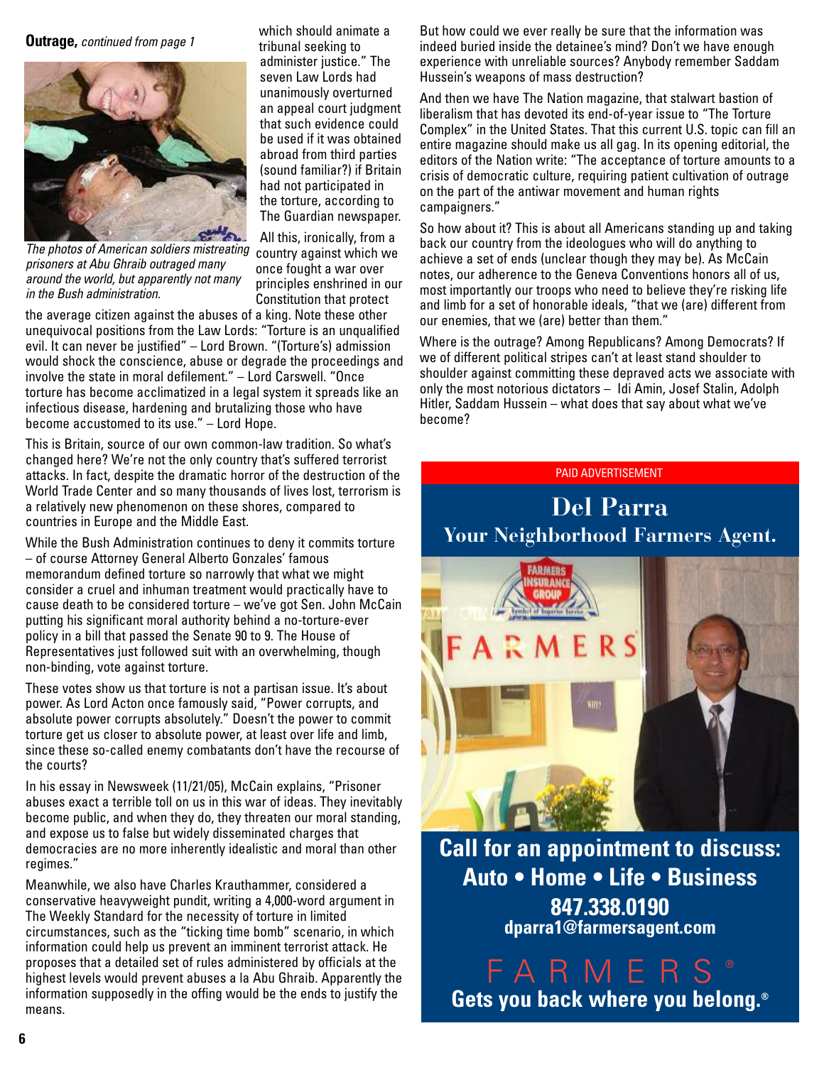**Outrage,** *continued from page 1*

*The photos of American soldiers mistreating prisoners at Abu Ghraib outraged many around the world, but apparently not many in the Bush administration.*

which should animate a tribunal seeking to administer justice." The seven Law Lords had unanimously overturned an appeal court judgment that such evidence could be used if it was obtained abroad from third parties (sound familiar?) if Britain had not participated in the torture, according to The Guardian newspaper.

All this, ironically, from a country against which we once fought a war over principles enshrined in our Constitution that protect the average citizen against the abuses of a king. Note these other unequivocal positions from the Law Lords: "Torture is an unqualified evil. It can never be justified" – Lord Brown. "(Torture's) admission would shock the conscience, abuse or degrade the proceedings and involve the state in moral defilement." – Lord Carswell. "Once torture has become acclimatized in a legal system it spreads like an infectious disease, hardening and brutalizing those who have become accustomed to its use." – Lord Hope.

This is Britain, source of our own common-law tradition. So what's changed here? We're not the only country that's suffered terrorist attacks. In fact, despite the dramatic horror of the destruction of the World Trade Center and so many thousands of lives lost, terrorism is a relatively new phenomenon on these shores, compared to countries in Europe and the Middle East.

While the Bush Administration continues to deny it commits torture – of course Attorney General Alberto Gonzales' famous memorandum defined torture so narrowly that what we might consider a cruel and inhuman treatment would practically have to cause death to be considered torture – we've got Sen. John McCain putting his significant moral authority behind a no-torture-ever policy in a bill that passed the Senate 90 to 9. The House of Representatives just followed suit with an overwhelming, though non-binding, vote against torture.

These votes show us that torture is not a partisan issue. It's about power. As Lord Acton once famously said, "Power corrupts, and absolute power corrupts absolutely." Doesn't the power to commit torture get us closer to absolute power, at least over life and limb, since these so-called enemy combatants don't have the recourse of the courts?

In his essay in Newsweek (11/21/05), McCain explains, "Prisoner abuses exact a terrible toll on us in this war of ideas. They inevitably become public, and when they do, they threaten our moral standing, and expose us to false but widely disseminated charges that democracies are no more inherently idealistic and moral than other regimes."

Meanwhile, we also have Charles Krauthammer, considered a conservative heavyweight pundit, writing a 4,000-word argument in The Weekly Standard for the necessity of torture in limited circumstances, such as the "ticking time bomb" scenario, in which information could help us prevent an imminent terrorist attack. He proposes that a detailed set of rules administered by officials at the highest levels would prevent abuses a la Abu Ghraib. Apparently the information supposedly in the offing would be the ends to justify the means.

But how could we ever really be sure that the information was indeed buried inside the detainee's mind? Don't we have enough experience with unreliable sources? Anybody remember Saddam Hussein's weapons of mass destruction?

And then we have The Nation magazine, that stalwart bastion of liberalism that has devoted its end-of-year issue to "The Torture Complex" in the United States. That this current U.S. topic can fill an entire magazine should make us all gag. In its opening editorial, the editors of the Nation write: "The acceptance of torture amounts to a crisis of democratic culture, requiring patient cultivation of outrage on the part of the antiwar movement and human rights campaigners."

So how about it? This is about all Americans standing up and taking back our country from the ideologues who will do anything to achieve a set of ends (unclear though they may be). As McCain notes, our adherence to the Geneva Conventions honors all of us, most importantly our troops who need to believe they're risking life and limb for a set of honorable ideals, "that we (are) different from our enemies, that we (are) better than them."

Where is the outrage? Among Republicans? Among Democrats? If we of different political stripes can't at least stand shoulder to shoulder against committing these depraved acts we associate with only the most notorious dictators – Idi Amin, Josef Stalin, Adolph Hitler, Saddam Hussein – what does that say about what we've become?

PAID ADVERTISEMENT

**Del Parra**

**Your Neighborhood Farmers Agent.**

**Call for an appointment to discuss: Auto • Home • Life • Business**

**847.338.0190**

**dparra1@farmersagent.com**

FARMERS®

**Gets you back where you belong.®**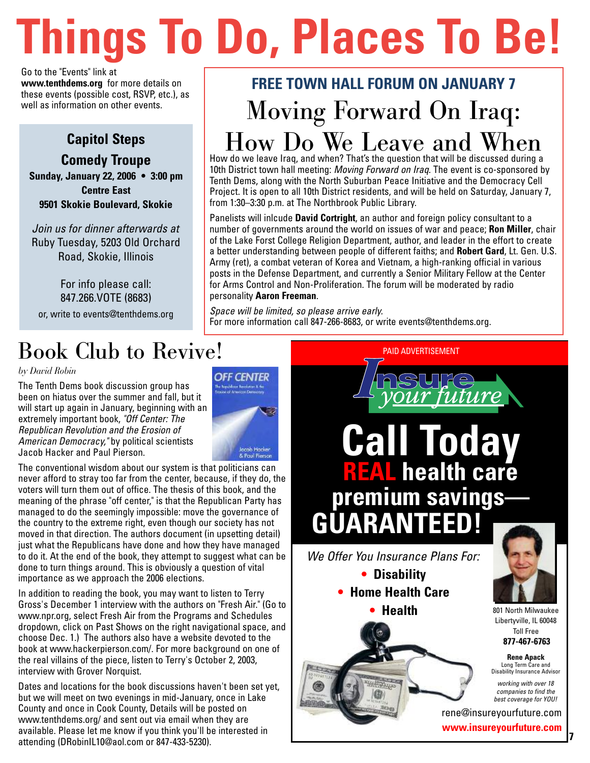# Things To Do, Places To Be!

Go to the "Events" link at **www.tenthdems.org** for more details on these events (possible cost, RSVP, etc.), as well as information on other events.

### Capitol Steps Comedy Troupe

**Sunday, January 22, 2006 • 3:00 pm**
**Centre East**
**9501 Skokie Boulevard, Skokie**

*Join us for dinner afterwards at* Ruby Tuesday, 5203 Old Orchard Road, Skokie, Illinois

For info please call: 847.266.VOTE (8683)

or, write to events@tenthdems.org

## FREE TOWN HALL FORUM ON JANUARY 7

# Moving Forward On Iraq: How Do We Leave and When

How do we leave Iraq, and when? That's the question that will be discussed during a 10th District town hall meeting: *Moving Forward on Iraq*. The event is co-sponsored by Tenth Dems, along with the North Suburban Peace Initiative and the Democracy Cell Project. It is open to all 10th District residents, and will be held on Saturday, January 7, from 1:30–3:30 p.m. at The Northbrook Public Library.

Panelists will inlcude **David Cortright**, an author and foreign policy consultant to a number of governments around the world on issues of war and peace; **Ron Miller**, chair of the Lake Forst College Religion Department, author, and leader in the effort to create a better understanding between people of different faiths; and **Robert Gard**, Lt. Gen. U.S. Army (ret), a combat veteran of Korea and Vietnam, a high-ranking official in various posts in the Defense Department, and currently a Senior Military Fellow at the Center for Arms Control and Non-Proliferation. The forum will be moderated by radio personality **Aaron Freeman**.

*Space will be limited, so please arrive early.*
For more information call 847-266-8683, or write events@tenthdems.org.

# Book Club to Revive!

*by David Robin*

The Tenth Dems book discussion group has been on hiatus over the summer and fall, but it will start up again in January, beginning with an extremely important book, *"Off Center: The Republican Revolution and the Erosion of American Democracy,"* by political scientists Jacob Hacker and Paul Pierson.

The conventional wisdom about our system is that politicians can never afford to stray too far from the center, because, if they do, the voters will turn them out of office. The thesis of this book, and the meaning of the phrase "off center," is that the Republican Party has managed to do the seemingly impossible: move the governance of the country to the extreme right, even though our society has not moved in that direction. The authors document (in upsetting detail) just what the Republicans have done and how they have managed to do it. At the end of the book, they attempt to suggest what can be done to turn things around. This is obviously a question of vital importance as we approach the 2006 elections.

In addition to reading the book, you may want to listen to Terry Gross's December 1 interview with the authors on "Fresh Air." (Go to www.npr.org, select Fresh Air from the Programs and Schedules dropdown, click on Past Shows on the right navigational space, and choose Dec. 1.) The authors also have a website devoted to the book at www.hackerpierson.com/. For more background on one of the real villains of the piece, listen to Terry's October 2, 2003, interview with Grover Norquist.

Dates and locations for the book discussions haven't been set yet, but we will meet on two evenings in mid-January, once in Lake County and once in Cook County, Details will be posted on www.tenthdems.org/ and sent out via email when they are available. Please let me know if you think you'll be interested in attending (DRobinIL10@aol.com or 847-433-5230).

PAID ADVERTISEMENT

**Insure your future**

# Call Today

## REAL health care premium savings— GUARANTEED!

*We Offer You Insurance Plans For:*

- **Disability**
- **Home Health Care**
- **Health**

801 North Milwaukee
Libertyville, IL 60048
Toll Free
**877-467-6763**

**Rene Apack**
Long Term Care and Disability Insurance Advisor

*working with over 18 companies to find the best coverage for YOU!*

rene@insureyourfuture.com
**www.insureyourfuture.com**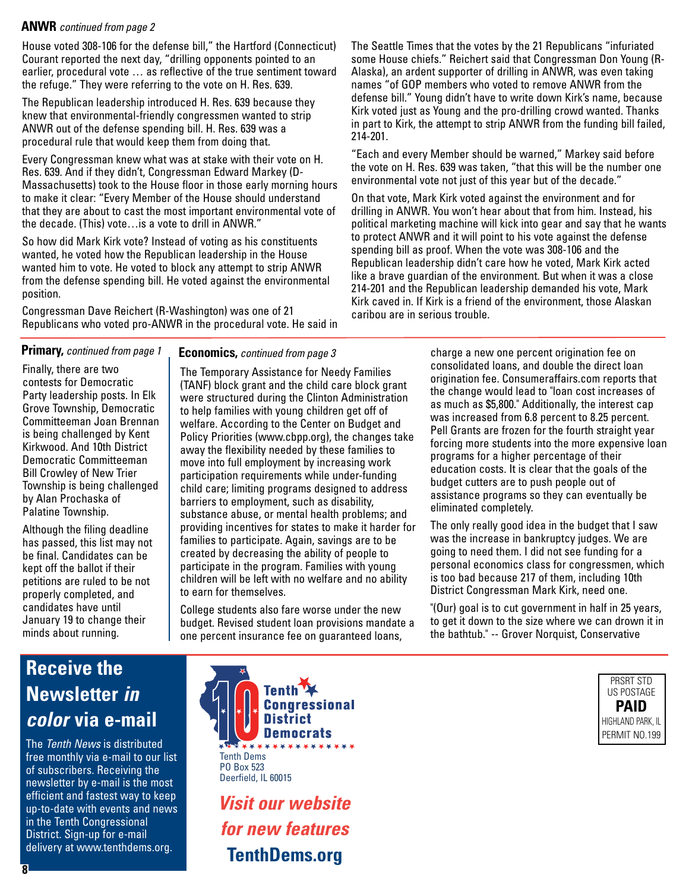**ANWR** *continued from page 2*

House voted 308-106 for the defense bill," the Hartford (Connecticut) Courant reported the next day, "drilling opponents pointed to an earlier, procedural vote … as reflective of the true sentiment toward the refuge." They were referring to the vote on H. Res. 639.

The Republican leadership introduced H. Res. 639 because they knew that environmental-friendly congressmen wanted to strip ANWR out of the defense spending bill. H. Res. 639 was a procedural rule that would keep them from doing that.

Every Congressman knew what was at stake with their vote on H. Res. 639. And if they didn't, Congressman Edward Markey (D-Massachusetts) took to the House floor in those early morning hours to make it clear: "Every Member of the House should understand that they are about to cast the most important environmental vote of the decade. (This) vote…is a vote to drill in ANWR."

So how did Mark Kirk vote? Instead of voting as his constituents wanted, he voted how the Republican leadership in the House wanted him to vote. He voted to block any attempt to strip ANWR from the defense spending bill. He voted against the environmental position.

Congressman Dave Reichert (R-Washington) was one of 21 Republicans who voted pro-ANWR in the procedural vote. He said in The Seattle Times that the votes by the 21 Republicans "infuriated some House chiefs." Reichert said that Congressman Don Young (R-Alaska), an ardent supporter of drilling in ANWR, was even taking names "of GOP members who voted to remove ANWR from the defense bill." Young didn't have to write down Kirk's name, because Kirk voted just as Young and the pro-drilling crowd wanted. Thanks in part to Kirk, the attempt to strip ANWR from the funding bill failed, 214-201.

"Each and every Member should be warned," Markey said before the vote on H. Res. 639 was taken, "that this will be the number one environmental vote not just of this year but of the decade."

On that vote, Mark Kirk voted against the environment and for drilling in ANWR. You won't hear about that from him. Instead, his political marketing machine will kick into gear and say that he wants to protect ANWR and it will point to his vote against the defense spending bill as proof. When the vote was 308-106 and the Republican leadership didn't care how he voted, Mark Kirk acted like a brave guardian of the environment. But when it was a close 214-201 and the Republican leadership demanded his vote, Mark Kirk caved in. If Kirk is a friend of the environment, those Alaskan caribou are in serious trouble.

**Primary,** *continued from page 1*

Finally, there are two contests for Democratic Party leadership posts. In Elk Grove Township, Democratic Committeeman Joan Brennan is being challenged by Kent Kirkwood. And 10th District Democratic Committeeman Bill Crowley of New Trier Township is being challenged by Alan Prochaska of Palatine Township.

Although the filing deadline has passed, this list may not be final. Candidates can be kept off the ballot if their petitions are ruled to be not properly completed, and candidates have until January 19 to change their minds about running.

**Economics,** *continued from page 3*

The Temporary Assistance for Needy Families (TANF) block grant and the child care block grant were structured during the Clinton Administration to help families with young children get off of welfare. According to the Center on Budget and Policy Priorities (www.cbpp.org), the changes take away the flexibility needed by these families to move into full employment by increasing work participation requirements while under-funding child care; limiting programs designed to address barriers to employment, such as disability, substance abuse, or mental health problems; and providing incentives for states to make it harder for families to participate. Again, savings are to be created by decreasing the ability of people to participate in the program. Families with young children will be left with no welfare and no ability to earn for themselves.

College students also fare worse under the new budget. Revised student loan provisions mandate a one percent insurance fee on guaranteed loans, charge a new one percent origination fee on consolidated loans, and double the direct loan origination fee. Consumeraffairs.com reports that the change would lead to "loan cost increases of as much as $5,800." Additionally, the interest cap was increased from 6.8 percent to 8.25 percent. Pell Grants are frozen for the fourth straight year forcing more students into the more expensive loan programs for a higher percentage of their education costs. It is clear that the goals of the budget cutters are to push people out of assistance programs so they can eventually be eliminated completely.

The only really good idea in the budget that I saw was the increase in bankruptcy judges. We are going to need them. I did not see funding for a personal economics class for congressmen, which is too bad because 217 of them, including 10th District Congressman Mark Kirk, need one.

"(Our) goal is to cut government in half in 25 years, to get it down to the size where we can drown it in the bathtub." -- Grover Norquist, Conservative

## Receive the Newsletter *in color* via e-mail

The *Tenth News* is distributed free monthly via e-mail to our list of subscribers. Receiving the newsletter by e-mail is the most efficient and fastest way to keep up-to-date with events and news in the Tenth Congressional District. Sign-up for e-mail delivery at www.tenthdems.org.

Tenth Congressional District Democrats

Tenth Dems
PO Box 523
Deerfield, IL 60015

***Visit our website for new features***

**TenthDems.org**

PRSRT STD
US POSTAGE
**PAID**
HIGHLAND PARK, IL
PERMIT NO.199